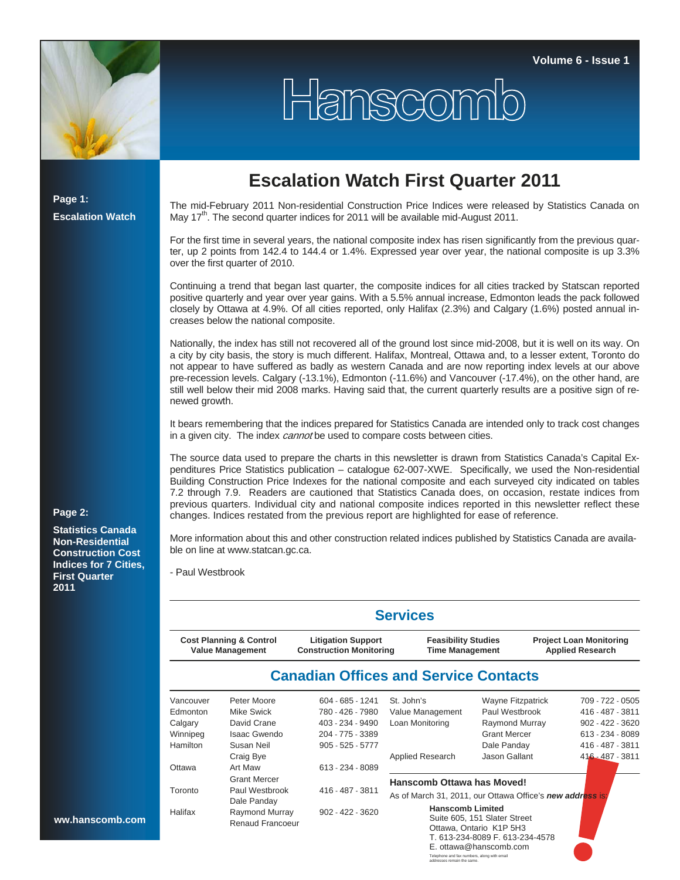Volume 6 - Issue 1

# Hanscomb

**Page 1:**

**Escalation Watch**

**Page 2:**

**Statistics Canada Non-Residential Construction Cost Indices for 7 Cities, First Quarter 2011**

## Escalation Watch First Quarter 2011

The mid-February 2011 Non-residential Construction Price Indices were released by Statistics Canada on May 17th. The second quarter indices for 2011 will be available mid-August 2011.

For the first time in several years, the national composite index has risen significantly from the previous quarter, up 2 points from 142.4 to 144.4 or 1.4%. Expressed year over year, the national composite is up 3.3% over the first quarter of 2010.

Continuing a trend that began last quarter, the composite indices for all cities tracked by Statscan reported positive quarterly and year over year gains. With a 5.5% annual increase, Edmonton leads the pack followed closely by Ottawa at 4.9%. Of all cities reported, only Halifax (2.3%) and Calgary (1.6%) posted annual increases below the national composite.

Nationally, the index has still not recovered all of the ground lost since mid-2008, but it is well on its way. On a city by city basis, the story is much different. Halifax, Montreal, Ottawa and, to a lesser extent, Toronto do not appear to have suffered as badly as western Canada and are now reporting index levels at our above pre-recession levels. Calgary (-13.1%), Edmonton (-11.6%) and Vancouver (-17.4%), on the other hand, are still well below their mid 2008 marks. Having said that, the current quarterly results are a positive sign of renewed growth.

It bears remembering that the indices prepared for Statistics Canada are intended only to track cost changes in a given city. The index *cannot* be used to compare costs between cities.

The source data used to prepare the charts in this newsletter is drawn from Statistics Canada's Capital Expenditures Price Statistics publication – catalogue 62-007-XWE. Specifically, we used the Non-residential Building Construction Price Indexes for the national composite and each surveyed city indicated on tables 7.2 through 7.9. Readers are cautioned that Statistics Canada does, on occasion, restate indices from previous quarters. Individual city and national composite indices reported in this newsletter reflect these changes. Indices restated from the previous report are highlighted for ease of reference.

More information about this and other construction related indices published by Statistics Canada are available on line at www.statcan.gc.ca.

- Paul Westbrook

## Services

| Cost Planning & Control<br>Value Management | Litigation Support<br>Construction Monitoring | Feasibility Studies<br>Time Management | Project Loan Monitoring<br>Applied Research |
|---|---|---|---|

## Canadian Offices and Service Contacts

| Office | Contact | Phone |
|---|---|---|
| Vancouver | Peter Moore | 604 - 685 - 1241 |
| Edmonton | Mike Swick | 780 - 426 - 7980 |
| Calgary | David Crane | 403 - 234 - 9490 |
| Winnipeg | Isaac Gwendo | 204 - 775 - 3389 |
| Hamilton | Susan Neil<br>Craig Bye | 905 - 525 - 5777 |
| Ottawa | Art Maw<br>Grant Mercer | 613 - 234 - 8089 |
| Toronto | Paul Westbrook<br>Dale Panday | 416 - 487 - 3811 |
| Halifax | Raymond Murray<br>Renaud Francoeur | 902 - 422 - 3620 |

| Office / Service | Contact | Phone |
|---|---|---|
| St. John's | Wayne Fitzpatrick | 709 - 722 - 0505 |
| Value Management | Paul Westbrook | 416 - 487 - 3811 |
| Loan Monitoring | Raymond Murray | 902 - 422 - 3620 |
| | Grant Mercer | 613 - 234 - 8089 |
| | Dale Panday | 416 - 487 - 3811 |
| Applied Research | Jason Gallant | 416 - 487 - 3811 |

**Hanscomb Ottawa has Moved!**

As of March 31, 2011, our Ottawa Office's ***new address*** is:

**Hanscomb Limited**
Suite 605, 151 Slater Street
Ottawa, Ontario K1P 5H3
T. 613-234-8089 F. 613-234-4578
E. ottawa@hanscomb.com

Telephone and fax numbers, along with email addresses remain the same.

ww.hanscomb.com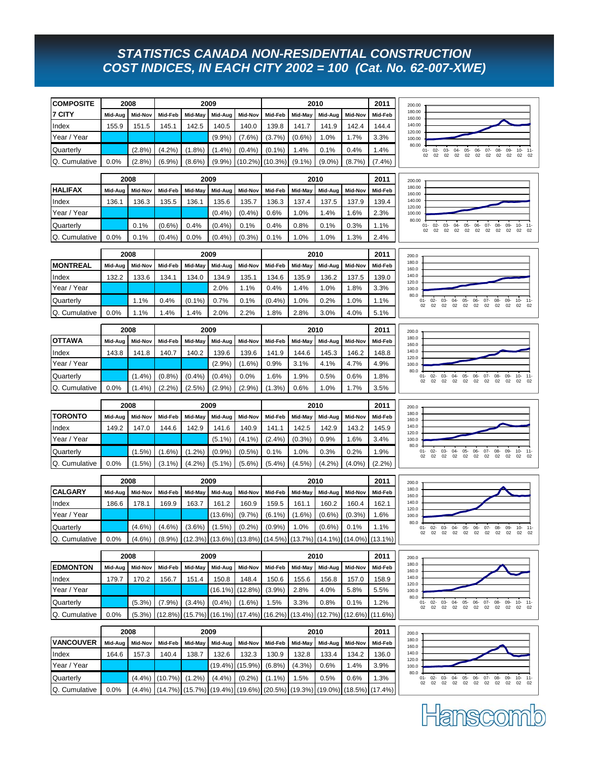# STATISTICS CANADA NON-RESIDENTIAL CONSTRUCTION COST INDICES, IN EACH CITY 2002 = 100 (Cat. No. 62-007-XWE)

| COMPOSITE | 2008 | | 2009 | | | | 2010 | | | | 2011 |
|---|---|---|---|---|---|---|---|---|---|---|---|
| 7 CITY | Mid-Aug | Mid-Nov | Mid-Feb | Mid-May | Mid-Aug | Mid-Nov | Mid-Feb | Mid-May | Mid-Aug | Mid-Nov | Mid-Feb |
| Index | 155.9 | 151.5 | 145.1 | 142.5 | 140.5 | 140.0 | 139.8 | 141.7 | 141.9 | 142.4 | 144.4 |
| Year / Year | | | | | (9.9%) | (7.6%) | (3.7%) | (0.6%) | 1.0% | 1.7% | 3.3% |
| Quarterly | | (2.8%) | (4.2%) | (1.8%) | (1.4%) | (0.4%) | (0.1%) | 1.4% | 0.1% | 0.4% | 1.4% |
| Q. Cumulative | 0.0% | (2.8%) | (6.9%) | (8.6%) | (9.9%) | (10.2%) | (10.3%) | (9.1%) | (9.0%) | (8.7%) | (7.4%) |

200.00
180.00
160.00
140.00
120.00
100.00
80.00
01-02 02-02 03-02 04-02 05-02 06-02 07-02 08-02 09-02 10-02 11-02

| | 2008 | | 2009 | | | | 2010 | | | | 2011 |
|---|---|---|---|---|---|---|---|---|---|---|---|
| HALIFAX | Mid-Aug | Mid-Nov | Mid-Feb | Mid-May | Mid-Aug | Mid-Nov | Mid-Feb | Mid-May | Mid-Aug | Mid-Nov | Mid-Feb |
| Index | 136.1 | 136.3 | 135.5 | 136.1 | 135.6 | 135.7 | 136.3 | 137.4 | 137.5 | 137.9 | 139.4 |
| Year / Year | | | | | (0.4%) | (0.4%) | 0.6% | 1.0% | 1.4% | 1.6% | 2.3% |
| Quarterly | | 0.1% | (0.6%) | 0.4% | (0.4%) | 0.1% | 0.4% | 0.8% | 0.1% | 0.3% | 1.1% |
| Q. Cumulative | 0.0% | 0.1% | (0.4%) | 0.0% | (0.4%) | (0.3%) | 0.1% | 1.0% | 1.0% | 1.3% | 2.4% |

200.00
180.00
160.00
140.00
120.00
100.00
80.00
01-02 02-02 03-02 04-02 05-02 06-02 07-02 08-02 09-02 10-02 11-02

| | 2008 | | 2009 | | | | 2010 | | | | 2011 |
|---|---|---|---|---|---|---|---|---|---|---|---|
| MONTREAL | Mid-Aug | Mid-Nov | Mid-Feb | Mid-May | Mid-Aug | Mid-Nov | Mid-Feb | Mid-May | Mid-Aug | Mid-Nov | Mid-Feb |
| Index | 132.2 | 133.6 | 134.1 | 134.0 | 134.9 | 135.1 | 134.6 | 135.9 | 136.2 | 137.5 | 139.0 |
| Year / Year | | | | | 2.0% | 1.1% | 0.4% | 1.4% | 1.0% | 1.8% | 3.3% |
| Quarterly | | 1.1% | 0.4% | (0.1%) | 0.7% | 0.1% | (0.4%) | 1.0% | 0.2% | 1.0% | 1.1% |
| Q. Cumulative | 0.0% | 1.1% | 1.4% | 1.4% | 2.0% | 2.2% | 1.8% | 2.8% | 3.0% | 4.0% | 5.1% |

200.0
180.0
160.0
140.0
120.0
100.0
80.0
01-02 02-02 03-02 04-02 05-02 06-02 07-02 08-02 09-02 10-02 11-02

| | 2008 | | 2009 | | | | 2010 | | | | 2011 |
|---|---|---|---|---|---|---|---|---|---|---|---|
| OTTAWA | Mid-Aug | Mid-Nov | Mid-Feb | Mid-May | Mid-Aug | Mid-Nov | Mid-Feb | Mid-May | Mid-Aug | Mid-Nov | Mid-Feb |
| Index | 143.8 | 141.8 | 140.7 | 140.2 | 139.6 | 139.6 | 141.9 | 144.6 | 145.3 | 146.2 | 148.8 |
| Year / Year | | | | | (2.9%) | (1.6%) | 0.9% | 3.1% | 4.1% | 4.7% | 4.9% |
| Quarterly | | (1.4%) | (0.8%) | (0.4%) | (0.4%) | 0.0% | 1.6% | 1.9% | 0.5% | 0.6% | 1.8% |
| Q. Cumulative | 0.0% | (1.4%) | (2.2%) | (2.5%) | (2.9%) | (2.9%) | (1.3%) | 0.6% | 1.0% | 1.7% | 3.5% |

200.0
180.0
160.0
140.0
120.0
100.0
80.0
01-02 02-02 03-02 04-02 05-02 06-02 07-02 08-02 09-02 10-02 11-02

| | 2008 | | 2009 | | | | 2010 | | | | 2011 |
|---|---|---|---|---|---|---|---|---|---|---|---|
| TORONTO | Mid-Aug | Mid-Nov | Mid-Feb | Mid-May | Mid-Aug | Mid-Nov | Mid-Feb | Mid-May | Mid-Aug | Mid-Nov | Mid-Feb |
| Index | 149.2 | 147.0 | 144.6 | 142.9 | 141.6 | 140.9 | 141.1 | 142.5 | 142.9 | 143.2 | 145.9 |
| Year / Year | | | | | (5.1%) | (4.1%) | (2.4%) | (0.3%) | 0.9% | 1.6% | 3.4% |
| Quarterly | | (1.5%) | (1.6%) | (1.2%) | (0.9%) | (0.5%) | 0.1% | 1.0% | 0.3% | 0.2% | 1.9% |
| Q. Cumulative | 0.0% | (1.5%) | (3.1%) | (4.2%) | (5.1%) | (5.6%) | (5.4%) | (4.5%) | (4.2%) | (4.0%) | (2.2%) |

200.0
180.0
160.0
140.0
120.0
100.0
80.0
01-02 02-02 03-02 04-02 05-02 06-02 07-02 08-02 09-02 10-02 11-02

| | 2008 | | 2009 | | | | 2010 | | | | 2011 |
|---|---|---|---|---|---|---|---|---|---|---|---|
| CALGARY | Mid-Aug | Mid-Nov | Mid-Feb | Mid-May | Mid-Aug | Mid-Nov | Mid-Feb | Mid-May | Mid-Aug | Mid-Nov | Mid-Feb |
| Index | 186.6 | 178.1 | 169.9 | 163.7 | 161.2 | 160.9 | 159.5 | 161.1 | 160.2 | 160.4 | 162.1 |
| Year / Year | | | | | (13.6%) | (9.7%) | (6.1%) | (1.6%) | (0.6%) | (0.3%) | 1.6% |
| Quarterly | | (4.6%) | (4.6%) | (3.6%) | (1.5%) | (0.2%) | (0.9%) | 1.0% | (0.6%) | 0.1% | 1.1% |
| Q. Cumulative | 0.0% | (4.6%) | (8.9%) | (12.3%) | (13.6%) | (13.8%) | (14.5%) | (13.7%) | (14.1%) | (14.0%) | (13.1%) |

200.0
180.0
160.0
140.0
120.0
100.0
80.0
01-02 02-02 03-02 04-02 05-02 06-02 07-02 08-02 09-02 10-02 11-02

| | 2008 | | 2009 | | | | 2010 | | | | 2011 |
|---|---|---|---|---|---|---|---|---|---|---|---|
| EDMONTON | Mid-Aug | Mid-Nov | Mid-Feb | Mid-May | Mid-Aug | Mid-Nov | Mid-Feb | Mid-May | Mid-Aug | Mid-Nov | Mid-Feb |
| Index | 179.7 | 170.2 | 156.7 | 151.4 | 150.8 | 148.4 | 150.6 | 155.6 | 156.8 | 157.0 | 158.9 |
| Year / Year | | | | | (16.1%) | (12.8%) | (3.9%) | 2.8% | 4.0% | 5.8% | 5.5% |
| Quarterly | | (5.3%) | (7.9%) | (3.4%) | (0.4%) | (1.6%) | 1.5% | 3.3% | 0.8% | 0.1% | 1.2% |
| Q. Cumulative | 0.0% | (5.3%) | (12.8%) | (15.7%) | (16.1%) | (17.4%) | (16.2%) | (13.4%) | (12.7%) | (12.6%) | (11.6%) |

200.0
180.0
160.0
140.0
120.0
100.0
80.0
01-02 02-02 03-02 04-02 05-02 06-02 07-02 08-02 09-02 10-02 11-02

| | 2008 | | 2009 | | | | 2010 | | | | 2011 |
|---|---|---|---|---|---|---|---|---|---|---|---|
| VANCOUVER | Mid-Aug | Mid-Nov | Mid-Feb | Mid-May | Mid-Aug | Mid-Nov | Mid-Feb | Mid-May | Mid-Aug | Mid-Nov | Mid-Feb |
| Index | 164.6 | 157.3 | 140.4 | 138.7 | 132.6 | 132.3 | 130.9 | 132.8 | 133.4 | 134.2 | 136.0 |
| Year / Year | | | | | (19.4%) | (15.9%) | (6.8%) | (4.3%) | 0.6% | 1.4% | 3.9% |
| Quarterly | | (4.4%) | (10.7%) | (1.2%) | (4.4%) | (0.2%) | (1.1%) | 1.5% | 0.5% | 0.6% | 1.3% |
| Q. Cumulative | 0.0% | (4.4%) | (14.7%) | (15.7%) | (19.4%) | (19.6%) | (20.5%) | (19.3%) | (19.0%) | (18.5%) | (17.4%) |

200.0
180.0
160.0
140.0
120.0
100.0
80.0
01-02 02-02 03-02 04-02 05-02 06-02 07-02 08-02 09-02 10-02 11-02

Hanscomb